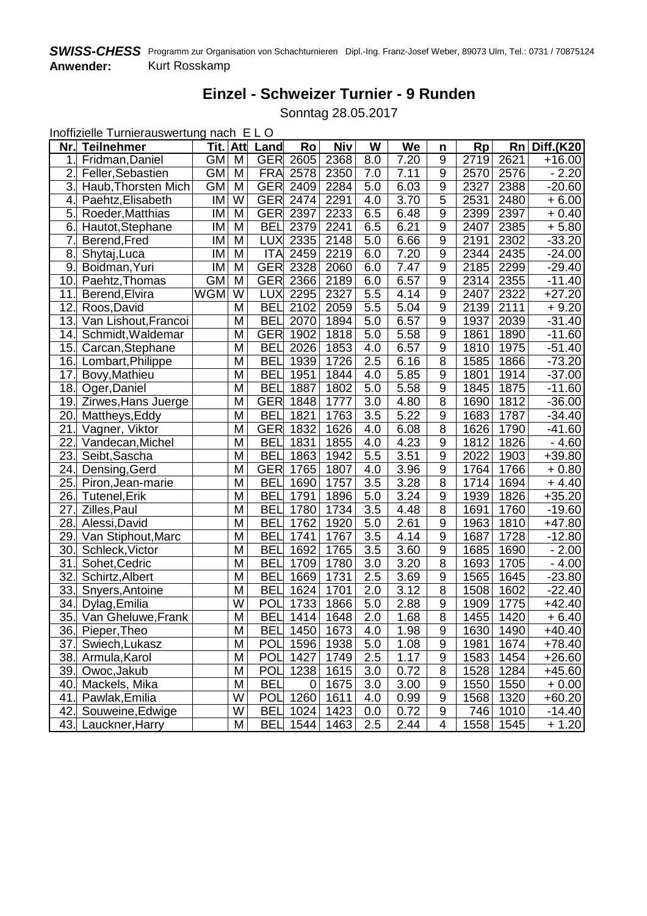**SWISS-CHESS** Programm zur Organisation von Schachturnieren Dipl.-Ing. Franz-Josef Weber, 89073 Ulm, Tel.: 0731 / 70875124

**Anwender:** Kurt Rosskamp

## Einzel - Schweizer Turnier - 9 Runden

Sonntag 28.05.2017

Inoffizielle Turnierauswertung nach E L O

| Nr. | Teilnehmer | Tit. | Att | Land | Ro | Niv | W | We | n | Rp | Rn | Diff.(K20 |
|---|---|---|---|---|---|---|---|---|---|---|---|---|
| 1. | Fridman,Daniel | GM | M | GER | 2605 | 2368 | 8.0 | 7.20 | 9 | 2719 | 2621 | +16.00 |
| 2. | Feller,Sebastien | GM | M | FRA | 2578 | 2350 | 7.0 | 7.11 | 9 | 2570 | 2576 | - 2.20 |
| 3. | Haub,Thorsten Mich | GM | M | GER | 2409 | 2284 | 5.0 | 6.03 | 9 | 2327 | 2388 | -20.60 |
| 4. | Paehtz,Elisabeth | IM | W | GER | 2474 | 2291 | 4.0 | 3.70 | 5 | 2531 | 2480 | + 6.00 |
| 5. | Roeder,Matthias | IM | M | GER | 2397 | 2233 | 6.5 | 6.48 | 9 | 2399 | 2397 | + 0.40 |
| 6. | Hautot,Stephane | IM | M | BEL | 2379 | 2241 | 6.5 | 6.21 | 9 | 2407 | 2385 | + 5.80 |
| 7. | Berend,Fred | IM | M | LUX | 2335 | 2148 | 5.0 | 6.66 | 9 | 2191 | 2302 | -33.20 |
| 8. | Shytaj,Luca | IM | M | ITA | 2459 | 2219 | 6.0 | 7.20 | 9 | 2344 | 2435 | -24.00 |
| 9. | Boidman,Yuri | IM | M | GER | 2328 | 2060 | 6.0 | 7.47 | 9 | 2185 | 2299 | -29.40 |
| 10. | Paehtz,Thomas | GM | M | GER | 2366 | 2189 | 6.0 | 6.57 | 9 | 2314 | 2355 | -11.40 |
| 11. | Berend,Elvira | WGM | W | LUX | 2295 | 2327 | 5.5 | 4.14 | 9 | 2407 | 2322 | +27.20 |
| 12. | Roos,David | | M | BEL | 2102 | 2059 | 5.5 | 5.04 | 9 | 2139 | 2111 | + 9.20 |
| 13. | Van Lishout,Francoi | | M | BEL | 2070 | 1894 | 5.0 | 6.57 | 9 | 1937 | 2039 | -31.40 |
| 14. | Schmidt,Waldemar | | M | GER | 1902 | 1818 | 5.0 | 5.58 | 9 | 1861 | 1890 | -11.60 |
| 15. | Carcan,Stephane | | M | BEL | 2026 | 1853 | 4.0 | 6.57 | 9 | 1810 | 1975 | -51.40 |
| 16. | Lombart,Philippe | | M | BEL | 1939 | 1726 | 2.5 | 6.16 | 8 | 1585 | 1866 | -73.20 |
| 17. | Bovy,Mathieu | | M | BEL | 1951 | 1844 | 4.0 | 5.85 | 9 | 1801 | 1914 | -37.00 |
| 18. | Oger,Daniel | | M | BEL | 1887 | 1802 | 5.0 | 5.58 | 9 | 1845 | 1875 | -11.60 |
| 19. | Zirwes,Hans Juerge | | M | GER | 1848 | 1777 | 3.0 | 4.80 | 8 | 1690 | 1812 | -36.00 |
| 20. | Mattheys,Eddy | | M | BEL | 1821 | 1763 | 3.5 | 5.22 | 9 | 1683 | 1787 | -34.40 |
| 21. | Vagner, Viktor | | M | GER | 1832 | 1626 | 4.0 | 6.08 | 8 | 1626 | 1790 | -41.60 |
| 22. | Vandecan,Michel | | M | BEL | 1831 | 1855 | 4.0 | 4.23 | 9 | 1812 | 1826 | - 4.60 |
| 23. | Seibt,Sascha | | M | BEL | 1863 | 1942 | 5.5 | 3.51 | 9 | 2022 | 1903 | +39.80 |
| 24. | Densing,Gerd | | M | GER | 1765 | 1807 | 4.0 | 3.96 | 9 | 1764 | 1766 | + 0.80 |
| 25. | Piron,Jean-marie | | M | BEL | 1690 | 1757 | 3.5 | 3.28 | 8 | 1714 | 1694 | + 4.40 |
| 26. | Tutenel,Erik | | M | BEL | 1791 | 1896 | 5.0 | 3.24 | 9 | 1939 | 1826 | +35.20 |
| 27. | Zilles,Paul | | M | BEL | 1780 | 1734 | 3.5 | 4.48 | 8 | 1691 | 1760 | -19.60 |
| 28. | Alessi,David | | M | BEL | 1762 | 1920 | 5.0 | 2.61 | 9 | 1963 | 1810 | +47.80 |
| 29. | Van Stiphout,Marc | | M | BEL | 1741 | 1767 | 3.5 | 4.14 | 9 | 1687 | 1728 | -12.80 |
| 30. | Schleck,Victor | | M | BEL | 1692 | 1765 | 3.5 | 3.60 | 9 | 1685 | 1690 | - 2.00 |
| 31. | Sohet,Cedric | | M | BEL | 1709 | 1780 | 3.0 | 3.20 | 8 | 1693 | 1705 | - 4.00 |
| 32. | Schirtz,Albert | | M | BEL | 1669 | 1731 | 2.5 | 3.69 | 9 | 1565 | 1645 | -23.80 |
| 33. | Snyers,Antoine | | M | BEL | 1624 | 1701 | 2.0 | 3.12 | 8 | 1508 | 1602 | -22.40 |
| 34. | Dylag,Emilia | | W | POL | 1733 | 1866 | 5.0 | 2.88 | 9 | 1909 | 1775 | +42.40 |
| 35. | Van Gheluwe,Frank | | M | BEL | 1414 | 1648 | 2.0 | 1.68 | 8 | 1455 | 1420 | + 6.40 |
| 36. | Pieper,Theo | | M | BEL | 1450 | 1673 | 4.0 | 1.98 | 9 | 1630 | 1490 | +40.40 |
| 37. | Swiech,Lukasz | | M | POL | 1596 | 1938 | 5.0 | 1.08 | 9 | 1981 | 1674 | +78.40 |
| 38. | Armula,Karol | | M | POL | 1427 | 1749 | 2.5 | 1.17 | 9 | 1583 | 1454 | +26.60 |
| 39. | Owoc,Jakub | | M | POL | 1238 | 1615 | 3.0 | 0.72 | 8 | 1528 | 1284 | +45.60 |
| 40. | Mackels, Mika | | M | BEL | 0 | 1675 | 3.0 | 3.00 | 9 | 1550 | 1550 | + 0.00 |
| 41. | Pawlak,Emilia | | W | POL | 1260 | 1611 | 4.0 | 0.99 | 9 | 1568 | 1320 | +60.20 |
| 42. | Souweine,Edwige | | W | BEL | 1024 | 1423 | 0.0 | 0.72 | 9 | 746 | 1010 | -14.40 |
| 43. | Lauckner,Harry | | M | BEL | 1544 | 1463 | 2.5 | 2.44 | 4 | 1558 | 1545 | + 1.20 |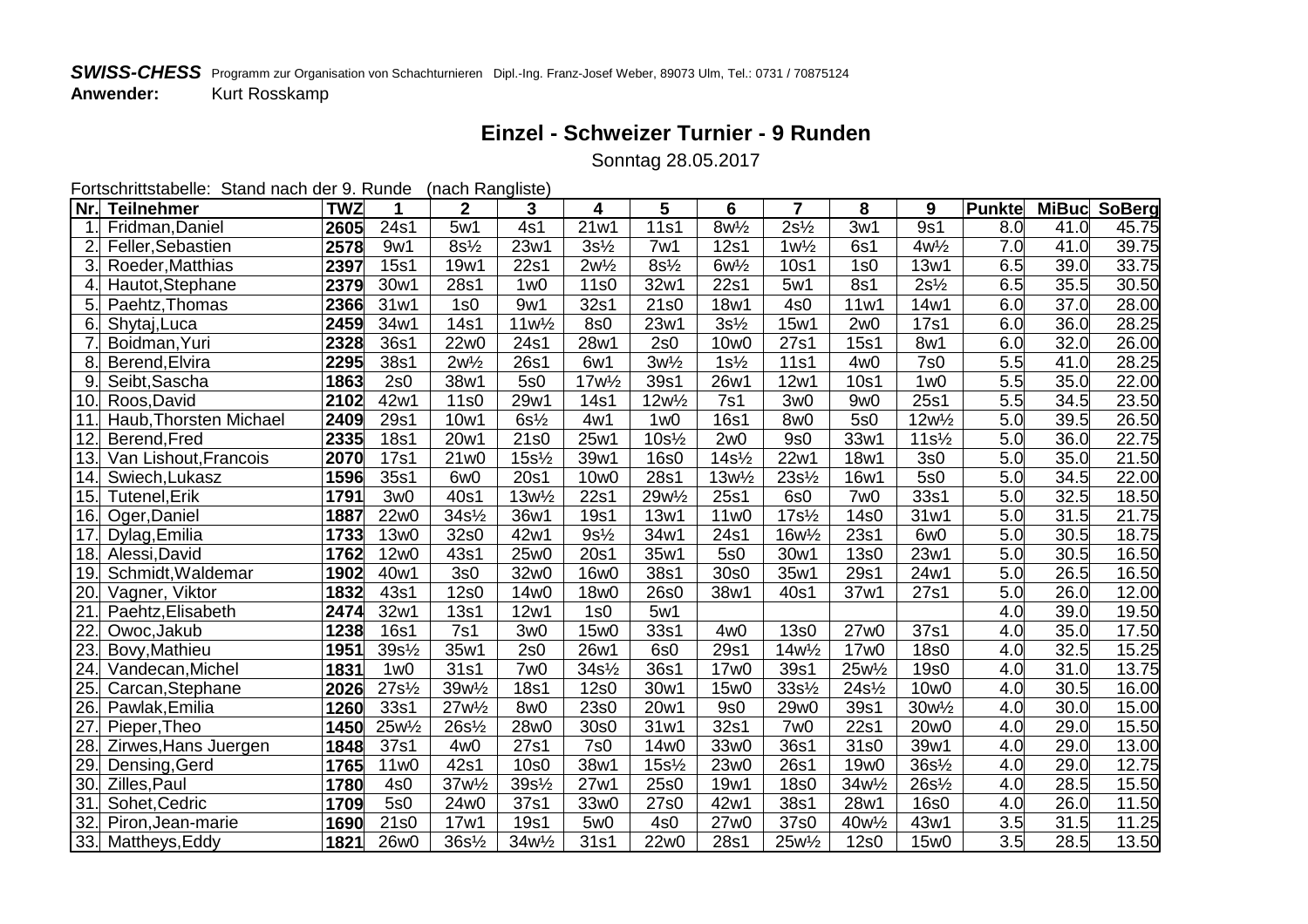**SWISS-CHESS** Programm zur Organisation von Schachturnieren Dipl.-Ing. Franz-Josef Weber, 89073 Ulm, Tel.: 0731 / 70875124

**Anwender:** Kurt Rosskamp

## Einzel - Schweizer Turnier - 9 Runden

Sonntag 28.05.2017

Fortschrittstabelle: Stand nach der 9. Runde (nach Rangliste)

| Nr. | Teilnehmer | TWZ | 1 | 2 | 3 | 4 | 5 | 6 | 7 | 8 | 9 | Punkte | MiBuc | SoBerg |
|---|---|---|---|---|---|---|---|---|---|---|---|---|---|---|
| 1. | Fridman,Daniel | 2605 | 24s1 | 5w1 | 4s1 | 21w1 | 11s1 | 8w½ | 2s½ | 3w1 | 9s1 | 8.0 | 41.0 | 45.75 |
| 2. | Feller,Sebastien | 2578 | 9w1 | 8s½ | 23w1 | 3s½ | 7w1 | 12s1 | 1w½ | 6s1 | 4w½ | 7.0 | 41.0 | 39.75 |
| 3. | Roeder,Matthias | 2397 | 15s1 | 19w1 | 22s1 | 2w½ | 8s½ | 6w½ | 10s1 | 1s0 | 13w1 | 6.5 | 39.0 | 33.75 |
| 4. | Hautot,Stephane | 2379 | 30w1 | 28s1 | 1w0 | 11s0 | 32w1 | 22s1 | 5w1 | 8s1 | 2s½ | 6.5 | 35.5 | 30.50 |
| 5. | Paehtz,Thomas | 2366 | 31w1 | 1s0 | 9w1 | 32s1 | 21s0 | 18w1 | 4s0 | 11w1 | 14w1 | 6.0 | 37.0 | 28.00 |
| 6. | Shytaj,Luca | 2459 | 34w1 | 14s1 | 11w½ | 8s0 | 23w1 | 3s½ | 15w1 | 2w0 | 17s1 | 6.0 | 36.0 | 28.25 |
| 7. | Boidman,Yuri | 2328 | 36s1 | 22w0 | 24s1 | 28w1 | 2s0 | 10w0 | 27s1 | 15s1 | 8w1 | 6.0 | 32.0 | 26.00 |
| 8. | Berend,Elvira | 2295 | 38s1 | 2w½ | 26s1 | 6w1 | 3w½ | 1s½ | 11s1 | 4w0 | 7s0 | 5.5 | 41.0 | 28.25 |
| 9. | Seibt,Sascha | 1863 | 2s0 | 38w1 | 5s0 | 17w½ | 39s1 | 26w1 | 12w1 | 10s1 | 1w0 | 5.5 | 35.0 | 22.00 |
| 10. | Roos,David | 2102 | 42w1 | 11s0 | 29w1 | 14s1 | 12w½ | 7s1 | 3w0 | 9w0 | 25s1 | 5.5 | 34.5 | 23.50 |
| 11. | Haub,Thorsten Michael | 2409 | 29s1 | 10w1 | 6s½ | 4w1 | 1w0 | 16s1 | 8w0 | 5s0 | 12w½ | 5.0 | 39.5 | 26.50 |
| 12. | Berend,Fred | 2335 | 18s1 | 20w1 | 21s0 | 25w1 | 10s½ | 2w0 | 9s0 | 33w1 | 11s½ | 5.0 | 36.0 | 22.75 |
| 13. | Van Lishout,Francois | 2070 | 17s1 | 21w0 | 15s½ | 39w1 | 16s0 | 14s½ | 22w1 | 18w1 | 3s0 | 5.0 | 35.0 | 21.50 |
| 14. | Swiech,Lukasz | 1596 | 35s1 | 6w0 | 20s1 | 10w0 | 28s1 | 13w½ | 23s½ | 16w1 | 5s0 | 5.0 | 34.5 | 22.00 |
| 15. | Tutenel,Erik | 1791 | 3w0 | 40s1 | 13w½ | 22s1 | 29w½ | 25s1 | 6s0 | 7w0 | 33s1 | 5.0 | 32.5 | 18.50 |
| 16. | Oger,Daniel | 1887 | 22w0 | 34s½ | 36w1 | 19s1 | 13w1 | 11w0 | 17s½ | 14s0 | 31w1 | 5.0 | 31.5 | 21.75 |
| 17. | Dylag,Emilia | 1733 | 13w0 | 32s0 | 42w1 | 9s½ | 34w1 | 24s1 | 16w½ | 23s1 | 6w0 | 5.0 | 30.5 | 18.75 |
| 18. | Alessi,David | 1762 | 12w0 | 43s1 | 25w0 | 20s1 | 35w1 | 5s0 | 30w1 | 13s0 | 23w1 | 5.0 | 30.5 | 16.50 |
| 19. | Schmidt,Waldemar | 1902 | 40w1 | 3s0 | 32w0 | 16w0 | 38s1 | 30s0 | 35w1 | 29s1 | 24w1 | 5.0 | 26.5 | 16.50 |
| 20. | Vagner, Viktor | 1832 | 43s1 | 12s0 | 14w0 | 18w0 | 26s0 | 38w1 | 40s1 | 37w1 | 27s1 | 5.0 | 26.0 | 12.00 |
| 21. | Paehtz,Elisabeth | 2474 | 32w1 | 13s1 | 12w1 | 1s0 | 5w1 | | | | | 4.0 | 39.0 | 19.50 |
| 22. | Owoc,Jakub | 1238 | 16s1 | 7s1 | 3w0 | 15w0 | 33s1 | 4w0 | 13s0 | 27w0 | 37s1 | 4.0 | 35.0 | 17.50 |
| 23. | Bovy,Mathieu | 1951 | 39s½ | 35w1 | 2s0 | 26w1 | 6s0 | 29s1 | 14w½ | 17w0 | 18s0 | 4.0 | 32.5 | 15.25 |
| 24. | Vandecan,Michel | 1831 | 1w0 | 31s1 | 7w0 | 34s½ | 36s1 | 17w0 | 39s1 | 25w½ | 19s0 | 4.0 | 31.0 | 13.75 |
| 25. | Carcan,Stephane | 2026 | 27s½ | 39w½ | 18s1 | 12s0 | 30w1 | 15w0 | 33s½ | 24s½ | 10w0 | 4.0 | 30.5 | 16.00 |
| 26. | Pawlak,Emilia | 1260 | 33s1 | 27w½ | 8w0 | 23s0 | 20w1 | 9s0 | 29w0 | 39s1 | 30w½ | 4.0 | 30.0 | 15.00 |
| 27. | Pieper,Theo | 1450 | 25w½ | 26s½ | 28w0 | 30s0 | 31w1 | 32s1 | 7w0 | 22s1 | 20w0 | 4.0 | 29.0 | 15.50 |
| 28. | Zirwes,Hans Juergen | 1848 | 37s1 | 4w0 | 27s1 | 7s0 | 14w0 | 33w0 | 36s1 | 31s0 | 39w1 | 4.0 | 29.0 | 13.00 |
| 29. | Densing,Gerd | 1765 | 11w0 | 42s1 | 10s0 | 38w1 | 15s½ | 23w0 | 26s1 | 19w0 | 36s½ | 4.0 | 29.0 | 12.75 |
| 30. | Zilles,Paul | 1780 | 4s0 | 37w½ | 39s½ | 27w1 | 25s0 | 19w1 | 18s0 | 34w½ | 26s½ | 4.0 | 28.5 | 15.50 |
| 31. | Sohet,Cedric | 1709 | 5s0 | 24w0 | 37s1 | 33w0 | 27s0 | 42w1 | 38s1 | 28w1 | 16s0 | 4.0 | 26.0 | 11.50 |
| 32. | Piron,Jean-marie | 1690 | 21s0 | 17w1 | 19s1 | 5w0 | 4s0 | 27w0 | 37s0 | 40w½ | 43w1 | 3.5 | 31.5 | 11.25 |
| 33. | Mattheys,Eddy | 1821 | 26w0 | 36s½ | 34w½ | 31s1 | 22w0 | 28s1 | 25w½ | 12s0 | 15w0 | 3.5 | 28.5 | 13.50 |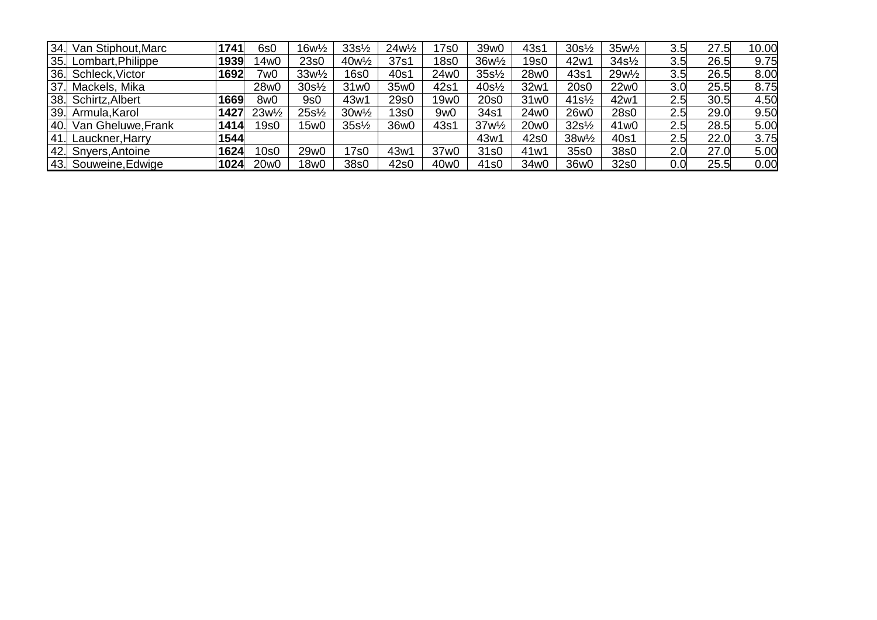| | | | | | | | | | | | | | | |
|---|---|---|---|---|---|---|---|---|---|---|---|---|---|---|
| 34. | Van Stiphout,Marc | **1741** | 6s0 | 16w½ | 33s½ | 24w½ | 17s0 | 39w0 | 43s1 | 30s½ | 35w½ | 3.5 | 27.5 | 10.00 |
| 35. | Lombart,Philippe | **1939** | 14w0 | 23s0 | 40w½ | 37s1 | 18s0 | 36w½ | 19s0 | 42w1 | 34s½ | 3.5 | 26.5 | 9.75 |
| 36. | Schleck,Victor | **1692** | 7w0 | 33w½ | 16s0 | 40s1 | 24w0 | 35s½ | 28w0 | 43s1 | 29w½ | 3.5 | 26.5 | 8.00 |
| 37. | Mackels, Mika | | 28w0 | 30s½ | 31w0 | 35w0 | 42s1 | 40s½ | 32w1 | 20s0 | 22w0 | 3.0 | 25.5 | 8.75 |
| 38. | Schirtz,Albert | **1669** | 8w0 | 9s0 | 43w1 | 29s0 | 19w0 | 20s0 | 31w0 | 41s½ | 42w1 | 2.5 | 30.5 | 4.50 |
| 39. | Armula,Karol | **1427** | 23w½ | 25s½ | 30w½ | 13s0 | 9w0 | 34s1 | 24w0 | 26w0 | 28s0 | 2.5 | 29.0 | 9.50 |
| 40. | Van Gheluwe,Frank | **1414** | 19s0 | 15w0 | 35s½ | 36w0 | 43s1 | 37w½ | 20w0 | 32s½ | 41w0 | 2.5 | 28.5 | 5.00 |
| 41. | Lauckner,Harry | **1544** | | | | | | 43w1 | 42s0 | 38w½ | 40s1 | 2.5 | 22.0 | 3.75 |
| 42. | Snyers,Antoine | **1624** | 10s0 | 29w0 | 17s0 | 43w1 | 37w0 | 31s0 | 41w1 | 35s0 | 38s0 | 2.0 | 27.0 | 5.00 |
| 43. | Souweine,Edwige | **1024** | 20w0 | 18w0 | 38s0 | 42s0 | 40w0 | 41s0 | 34w0 | 36w0 | 32s0 | 0.0 | 25.5 | 0.00 |